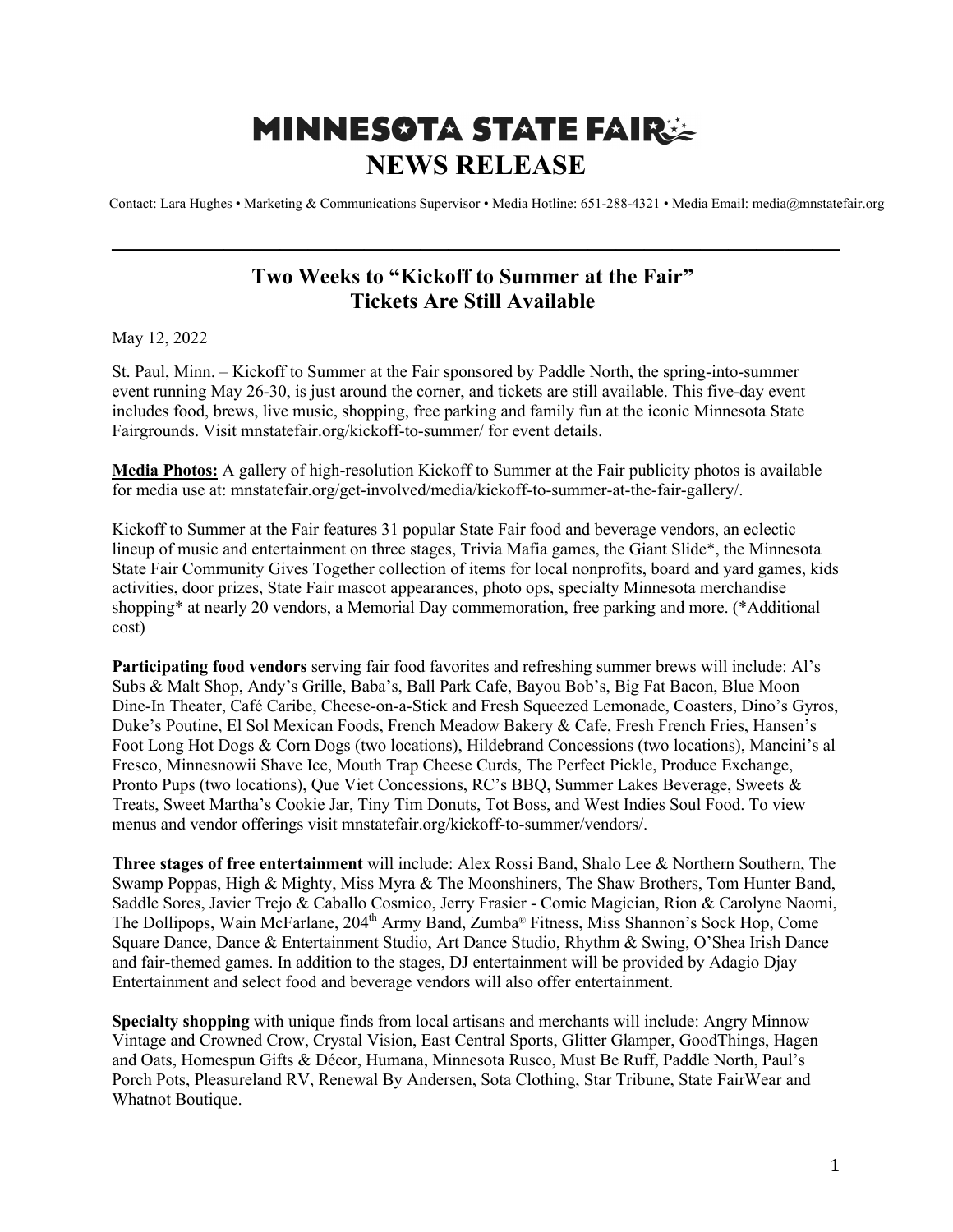# MINNESOTA STATE FAIR
## NEWS RELEASE

Contact: Lara Hughes • Marketing & Communications Supervisor • Media Hotline: 651-288-4321 • Media Email: media@mnstatefair.org

---

### Two Weeks to "Kickoff to Summer at the Fair"
### Tickets Are Still Available

May 12, 2022

St. Paul, Minn. – Kickoff to Summer at the Fair sponsored by Paddle North, the spring-into-summer event running May 26-30, is just around the corner, and tickets are still available. This five-day event includes food, brews, live music, shopping, free parking and family fun at the iconic Minnesota State Fairgrounds. Visit mnstatefair.org/kickoff-to-summer/ for event details.

**Media Photos:** A gallery of high-resolution Kickoff to Summer at the Fair publicity photos is available for media use at: mnstatefair.org/get-involved/media/kickoff-to-summer-at-the-fair-gallery/.

Kickoff to Summer at the Fair features 31 popular State Fair food and beverage vendors, an eclectic lineup of music and entertainment on three stages, Trivia Mafia games, the Giant Slide*, the Minnesota State Fair Community Gives Together collection of items for local nonprofits, board and yard games, kids activities, door prizes, State Fair mascot appearances, photo ops, specialty Minnesota merchandise shopping* at nearly 20 vendors, a Memorial Day commemoration, free parking and more. (*Additional cost)

**Participating food vendors** serving fair food favorites and refreshing summer brews will include: Al's Subs & Malt Shop, Andy's Grille, Baba's, Ball Park Cafe, Bayou Bob's, Big Fat Bacon, Blue Moon Dine-In Theater, Café Caribe, Cheese-on-a-Stick and Fresh Squeezed Lemonade, Coasters, Dino's Gyros, Duke's Poutine, El Sol Mexican Foods, French Meadow Bakery & Cafe, Fresh French Fries, Hansen's Foot Long Hot Dogs & Corn Dogs (two locations), Hildebrand Concessions (two locations), Mancini's al Fresco, Minnesnowii Shave Ice, Mouth Trap Cheese Curds, The Perfect Pickle, Produce Exchange, Pronto Pups (two locations), Que Viet Concessions, RC's BBQ, Summer Lakes Beverage, Sweets & Treats, Sweet Martha's Cookie Jar, Tiny Tim Donuts, Tot Boss, and West Indies Soul Food. To view menus and vendor offerings visit mnstatefair.org/kickoff-to-summer/vendors/.

**Three stages of free entertainment** will include: Alex Rossi Band, Shalo Lee & Northern Southern, The Swamp Poppas, High & Mighty, Miss Myra & The Moonshiners, The Shaw Brothers, Tom Hunter Band, Saddle Sores, Javier Trejo & Caballo Cosmico, Jerry Frasier - Comic Magician, Rion & Carolyne Naomi, The Dollipops, Wain McFarlane, 204th Army Band, Zumba® Fitness, Miss Shannon's Sock Hop, Come Square Dance, Dance & Entertainment Studio, Art Dance Studio, Rhythm & Swing, O'Shea Irish Dance and fair-themed games. In addition to the stages, DJ entertainment will be provided by Adagio Djay Entertainment and select food and beverage vendors will also offer entertainment.

**Specialty shopping** with unique finds from local artisans and merchants will include: Angry Minnow Vintage and Crowned Crow, Crystal Vision, East Central Sports, Glitter Glamper, GoodThings, Hagen and Oats, Homespun Gifts & Décor, Humana, Minnesota Rusco, Must Be Ruff, Paddle North, Paul's Porch Pots, Pleasureland RV, Renewal By Andersen, Sota Clothing, Star Tribune, State FairWear and Whatnot Boutique.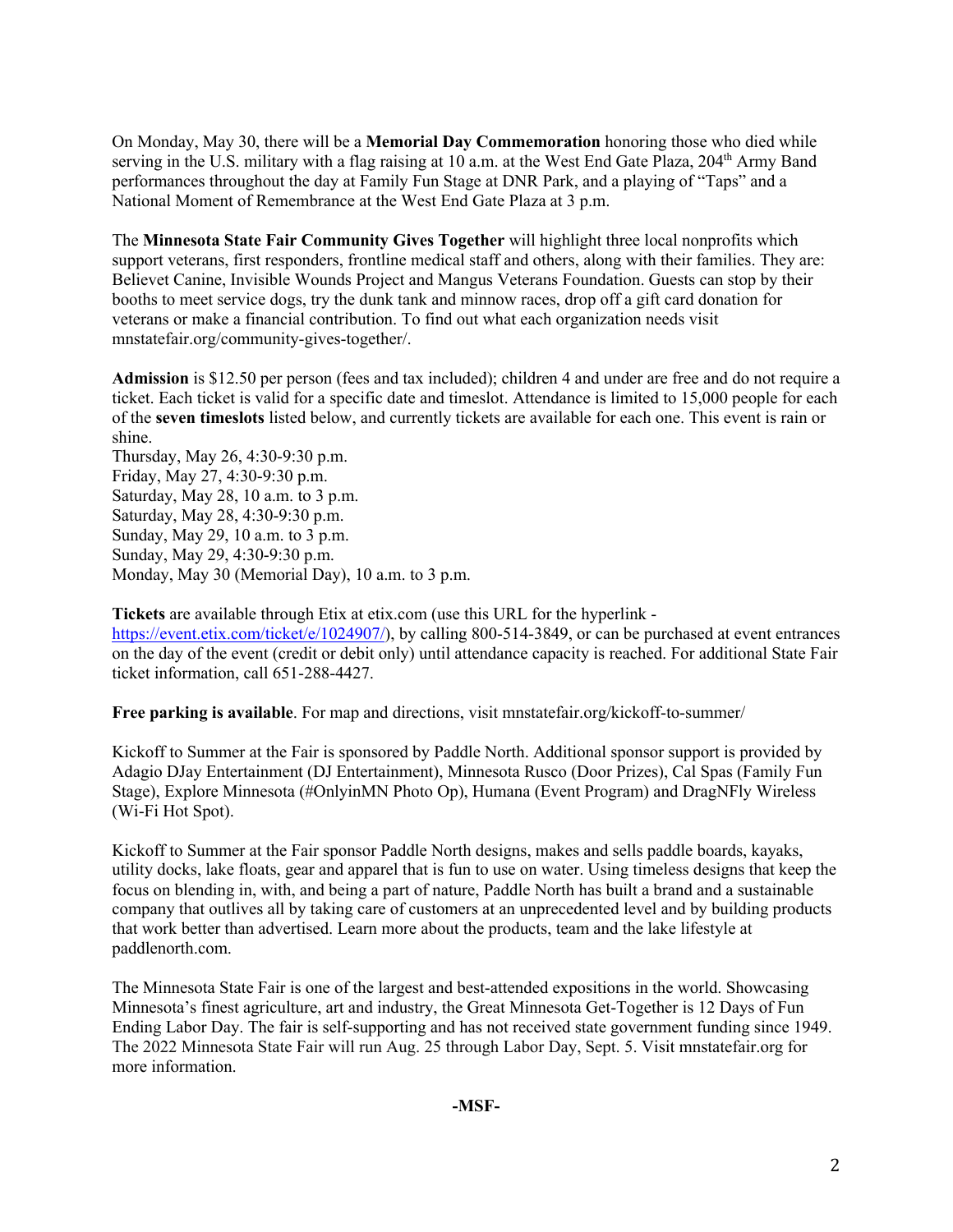On Monday, May 30, there will be a **Memorial Day Commemoration** honoring those who died while serving in the U.S. military with a flag raising at 10 a.m. at the West End Gate Plaza, 204th Army Band performances throughout the day at Family Fun Stage at DNR Park, and a playing of "Taps" and a National Moment of Remembrance at the West End Gate Plaza at 3 p.m.

The **Minnesota State Fair Community Gives Together** will highlight three local nonprofits which support veterans, first responders, frontline medical staff and others, along with their families. They are: Believet Canine, Invisible Wounds Project and Mangus Veterans Foundation. Guests can stop by their booths to meet service dogs, try the dunk tank and minnow races, drop off a gift card donation for veterans or make a financial contribution. To find out what each organization needs visit mnstatefair.org/community-gives-together/.

**Admission** is $12.50 per person (fees and tax included); children 4 and under are free and do not require a ticket. Each ticket is valid for a specific date and timeslot. Attendance is limited to 15,000 people for each of the **seven timeslots** listed below, and currently tickets are available for each one. This event is rain or shine.

Thursday, May 26, 4:30-9:30 p.m.
Friday, May 27, 4:30-9:30 p.m.
Saturday, May 28, 10 a.m. to 3 p.m.
Saturday, May 28, 4:30-9:30 p.m.
Sunday, May 29, 10 a.m. to 3 p.m.
Sunday, May 29, 4:30-9:30 p.m.
Monday, May 30 (Memorial Day), 10 a.m. to 3 p.m.

**Tickets** are available through Etix at etix.com (use this URL for the hyperlink - https://event.etix.com/ticket/e/1024907/), by calling 800-514-3849, or can be purchased at event entrances on the day of the event (credit or debit only) until attendance capacity is reached. For additional State Fair ticket information, call 651-288-4427.

**Free parking is available**. For map and directions, visit mnstatefair.org/kickoff-to-summer/

Kickoff to Summer at the Fair is sponsored by Paddle North. Additional sponsor support is provided by Adagio DJay Entertainment (DJ Entertainment), Minnesota Rusco (Door Prizes), Cal Spas (Family Fun Stage), Explore Minnesota (#OnlyinMN Photo Op), Humana (Event Program) and DragNFly Wireless (Wi-Fi Hot Spot).

Kickoff to Summer at the Fair sponsor Paddle North designs, makes and sells paddle boards, kayaks, utility docks, lake floats, gear and apparel that is fun to use on water. Using timeless designs that keep the focus on blending in, with, and being a part of nature, Paddle North has built a brand and a sustainable company that outlives all by taking care of customers at an unprecedented level and by building products that work better than advertised. Learn more about the products, team and the lake lifestyle at paddlenorth.com.

The Minnesota State Fair is one of the largest and best-attended expositions in the world. Showcasing Minnesota's finest agriculture, art and industry, the Great Minnesota Get-Together is 12 Days of Fun Ending Labor Day. The fair is self-supporting and has not received state government funding since 1949. The 2022 Minnesota State Fair will run Aug. 25 through Labor Day, Sept. 5. Visit mnstatefair.org for more information.

**-MSF-**